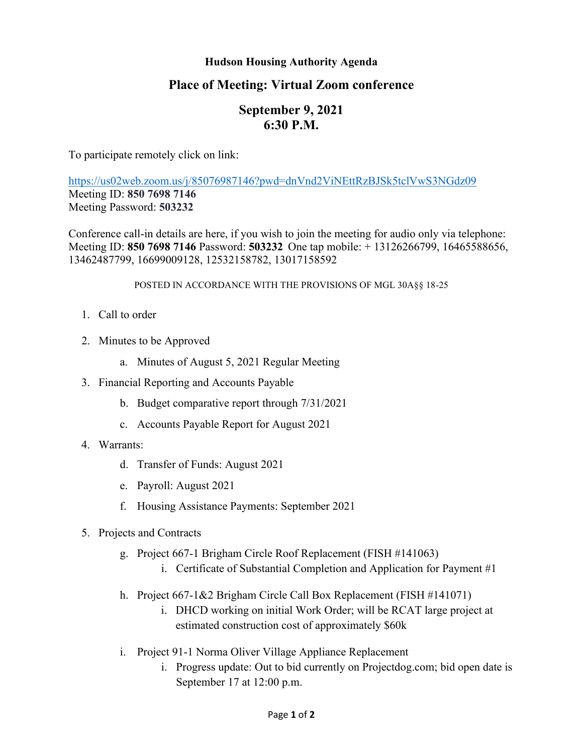**Hudson Housing Authority Agenda**

## Place of Meeting: Virtual Zoom conference

## September 9, 2021
## 6:30 P.M.

To participate remotely click on link:

https://us02web.zoom.us/j/85076987146?pwd=dnVnd2ViNEttRzBJSk5tclVwS3NGdz09
Meeting ID: **850 7698 7146**
Meeting Password: **503232**

Conference call-in details are here, if you wish to join the meeting for audio only via telephone:
Meeting ID: **850 7698 7146** Password: **503232** One tap mobile: + 13126266799, 16465588656, 13462487799, 16699009128, 12532158782, 13017158592

POSTED IN ACCORDANCE WITH THE PROVISIONS OF MGL 30A§§ 18-25

1. Call to order

2. Minutes to be Approved

   a. Minutes of August 5, 2021 Regular Meeting

3. Financial Reporting and Accounts Payable

   b. Budget comparative report through 7/31/2021

   c. Accounts Payable Report for August 2021

4. Warrants:

   d. Transfer of Funds: August 2021

   e. Payroll: August 2021

   f. Housing Assistance Payments: September 2021

5. Projects and Contracts

   g. Project 667-1 Brigham Circle Roof Replacement (FISH #141063)
      i. Certificate of Substantial Completion and Application for Payment #1

   h. Project 667-1&2 Brigham Circle Call Box Replacement (FISH #141071)
      i. DHCD working on initial Work Order; will be RCAT large project at estimated construction cost of approximately $60k

   i. Project 91-1 Norma Oliver Village Appliance Replacement
      i. Progress update: Out to bid currently on Projectdog.com; bid open date is September 17 at 12:00 p.m.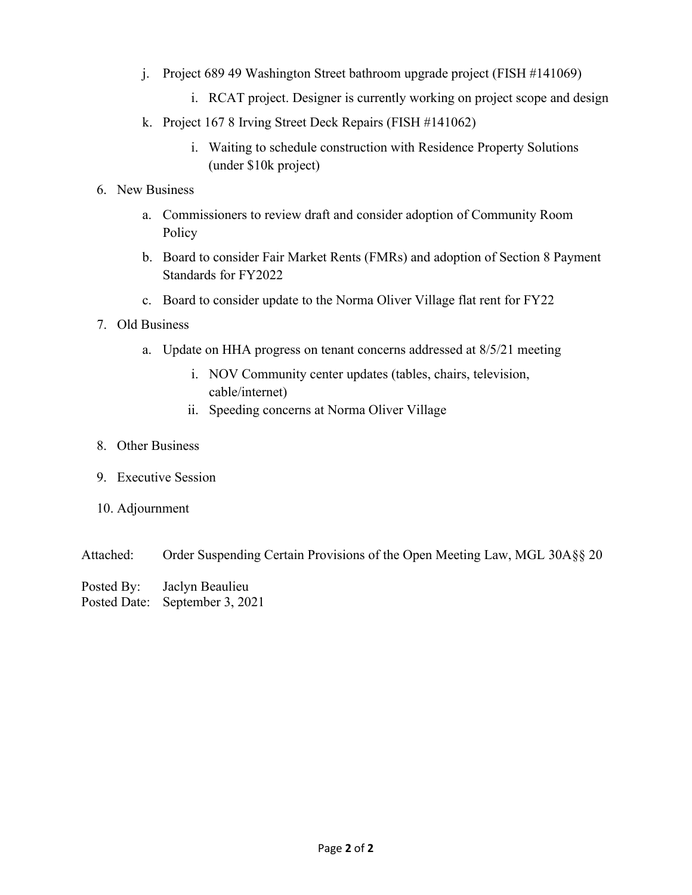j. Project 689 49 Washington Street bathroom upgrade project (FISH #141069)
    i. RCAT project. Designer is currently working on project scope and design
k. Project 167 8 Irving Street Deck Repairs (FISH #141062)
    i. Waiting to schedule construction with Residence Property Solutions (under $10k project)

6. New Business
    a. Commissioners to review draft and consider adoption of Community Room Policy
    b. Board to consider Fair Market Rents (FMRs) and adoption of Section 8 Payment Standards for FY2022
    c. Board to consider update to the Norma Oliver Village flat rent for FY22
7. Old Business
    a. Update on HHA progress on tenant concerns addressed at 8/5/21 meeting
        i. NOV Community center updates (tables, chairs, television, cable/internet)
        ii. Speeding concerns at Norma Oliver Village
8. Other Business
9. Executive Session
10. Adjournment

Attached: Order Suspending Certain Provisions of the Open Meeting Law, MGL 30A§§ 20

Posted By: Jaclyn Beaulieu
Posted Date: September 3, 2021